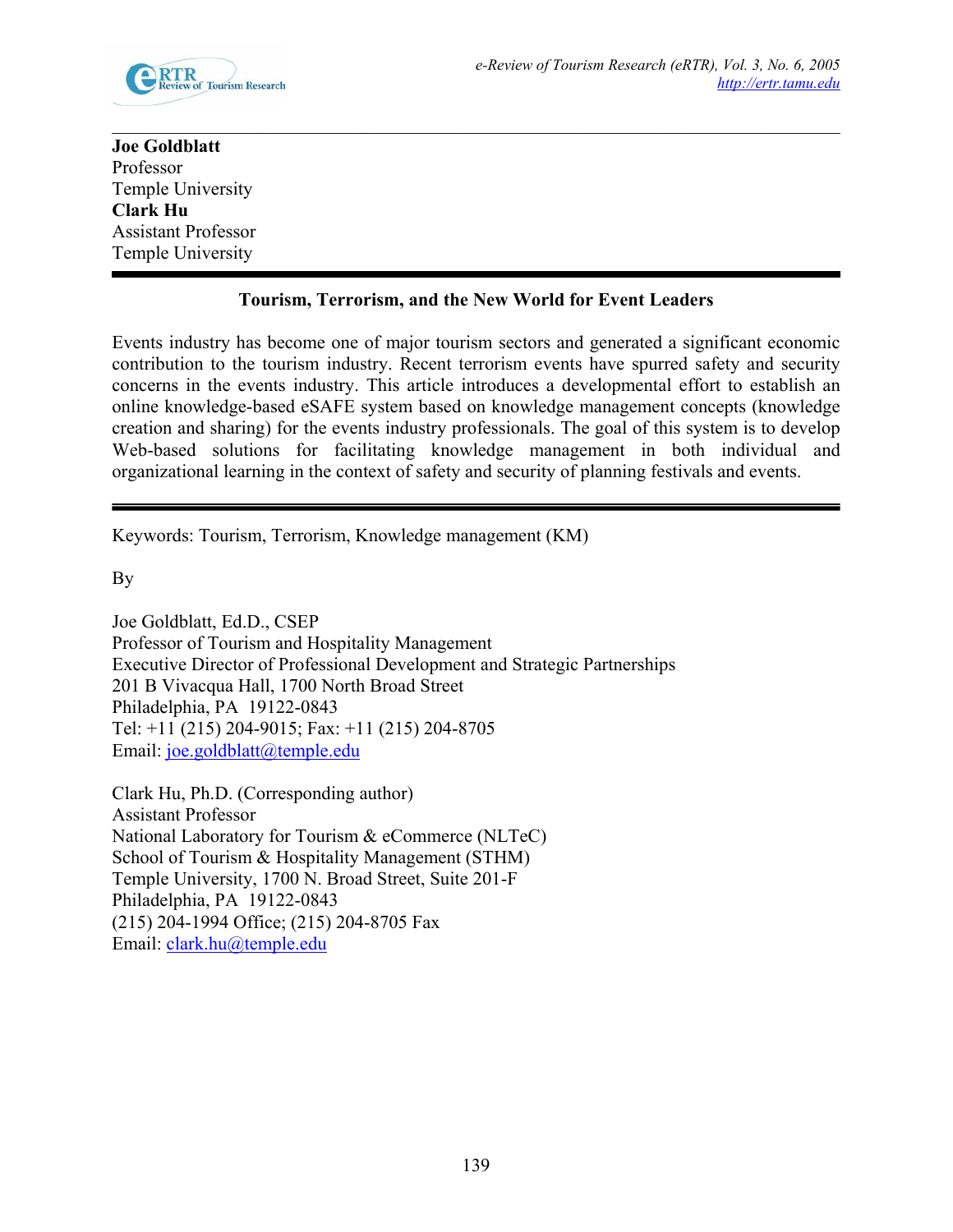**Joe Goldblatt**
Professor
Temple University
**Clark Hu**
Assistant Professor
Temple University

# Tourism, Terrorism, and the New World for Event Leaders

Events industry has become one of major tourism sectors and generated a significant economic contribution to the tourism industry. Recent terrorism events have spurred safety and security concerns in the events industry. This article introduces a developmental effort to establish an online knowledge-based eSAFE system based on knowledge management concepts (knowledge creation and sharing) for the events industry professionals. The goal of this system is to develop Web-based solutions for facilitating knowledge management in both individual and organizational learning in the context of safety and security of planning festivals and events.

Keywords: Tourism, Terrorism, Knowledge management (KM)

By

Joe Goldblatt, Ed.D., CSEP
Professor of Tourism and Hospitality Management
Executive Director of Professional Development and Strategic Partnerships
201 B Vivacqua Hall, 1700 North Broad Street
Philadelphia, PA 19122-0843
Tel: +11 (215) 204-9015; Fax: +11 (215) 204-8705
Email: joe.goldblatt@temple.edu

Clark Hu, Ph.D. (Corresponding author)
Assistant Professor
National Laboratory for Tourism & eCommerce (NLTeC)
School of Tourism & Hospitality Management (STHM)
Temple University, 1700 N. Broad Street, Suite 201-F
Philadelphia, PA 19122-0843
(215) 204-1994 Office; (215) 204-8705 Fax
Email: clark.hu@temple.edu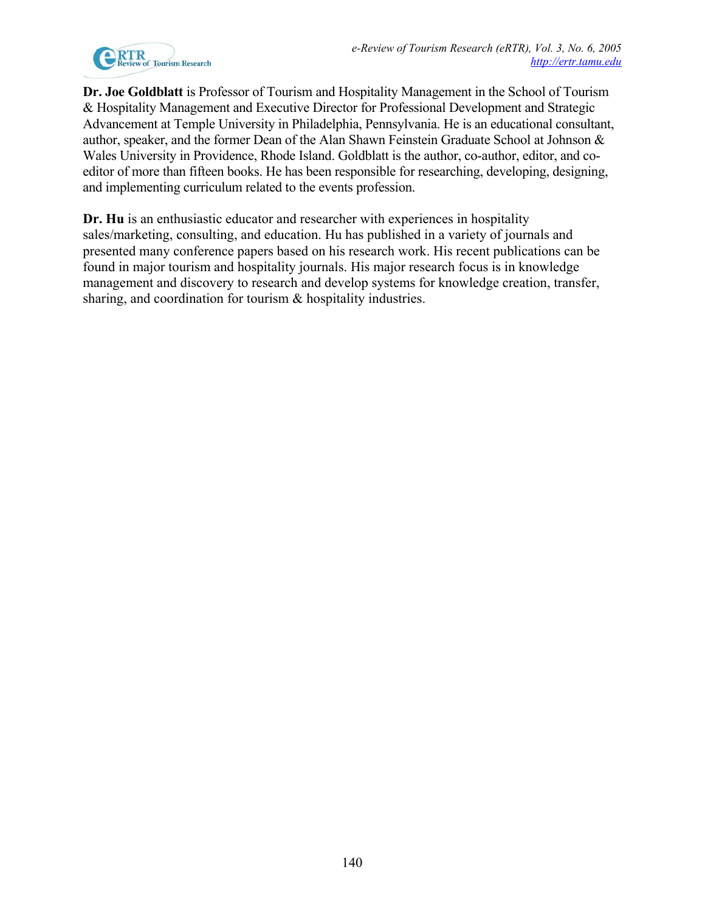**Dr. Joe Goldblatt** is Professor of Tourism and Hospitality Management in the School of Tourism & Hospitality Management and Executive Director for Professional Development and Strategic Advancement at Temple University in Philadelphia, Pennsylvania. He is an educational consultant, author, speaker, and the former Dean of the Alan Shawn Feinstein Graduate School at Johnson & Wales University in Providence, Rhode Island. Goldblatt is the author, co-author, editor, and co-editor of more than fifteen books. He has been responsible for researching, developing, designing, and implementing curriculum related to the events profession.

**Dr. Hu** is an enthusiastic educator and researcher with experiences in hospitality sales/marketing, consulting, and education. Hu has published in a variety of journals and presented many conference papers based on his research work. His recent publications can be found in major tourism and hospitality journals. His major research focus is in knowledge management and discovery to research and develop systems for knowledge creation, transfer, sharing, and coordination for tourism & hospitality industries.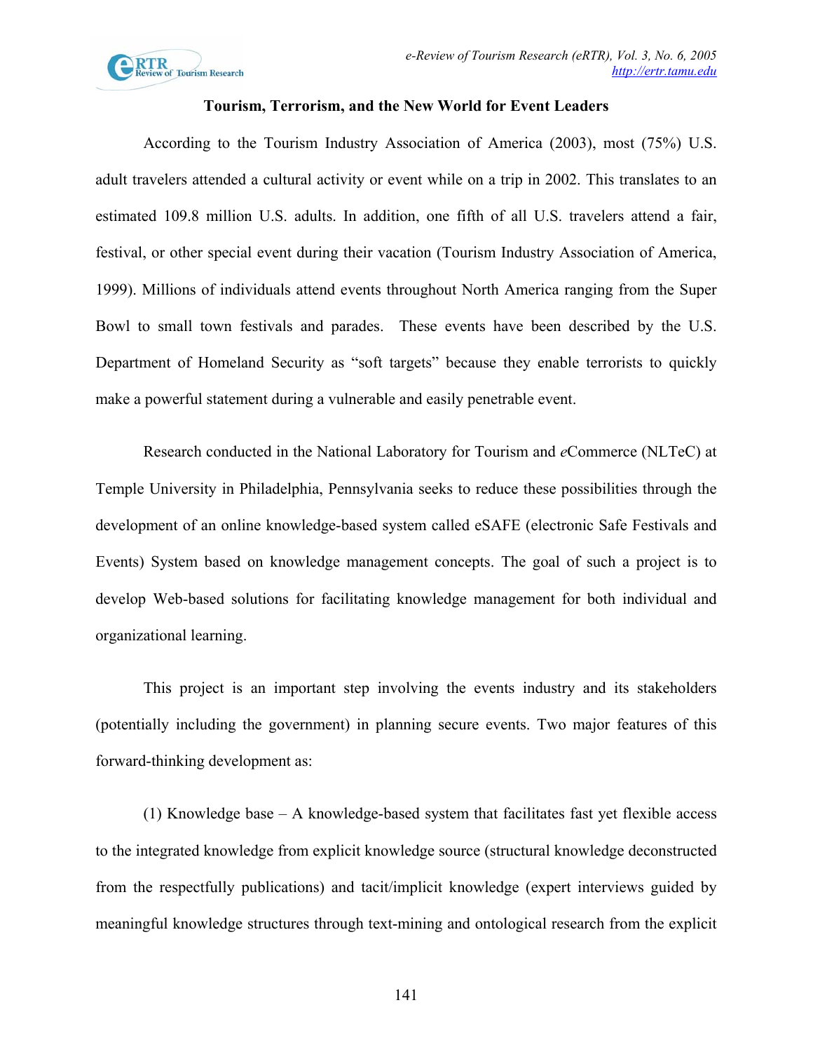## Tourism, Terrorism, and the New World for Event Leaders

According to the Tourism Industry Association of America (2003), most (75%) U.S. adult travelers attended a cultural activity or event while on a trip in 2002. This translates to an estimated 109.8 million U.S. adults. In addition, one fifth of all U.S. travelers attend a fair, festival, or other special event during their vacation (Tourism Industry Association of America, 1999). Millions of individuals attend events throughout North America ranging from the Super Bowl to small town festivals and parades. These events have been described by the U.S. Department of Homeland Security as "soft targets" because they enable terrorists to quickly make a powerful statement during a vulnerable and easily penetrable event.

Research conducted in the National Laboratory for Tourism and *e*Commerce (NLTeC) at Temple University in Philadelphia, Pennsylvania seeks to reduce these possibilities through the development of an online knowledge-based system called eSAFE (electronic Safe Festivals and Events) System based on knowledge management concepts. The goal of such a project is to develop Web-based solutions for facilitating knowledge management for both individual and organizational learning.

This project is an important step involving the events industry and its stakeholders (potentially including the government) in planning secure events. Two major features of this forward-thinking development as:

(1) Knowledge base – A knowledge-based system that facilitates fast yet flexible access to the integrated knowledge from explicit knowledge source (structural knowledge deconstructed from the respectfully publications) and tacit/implicit knowledge (expert interviews guided by meaningful knowledge structures through text-mining and ontological research from the explicit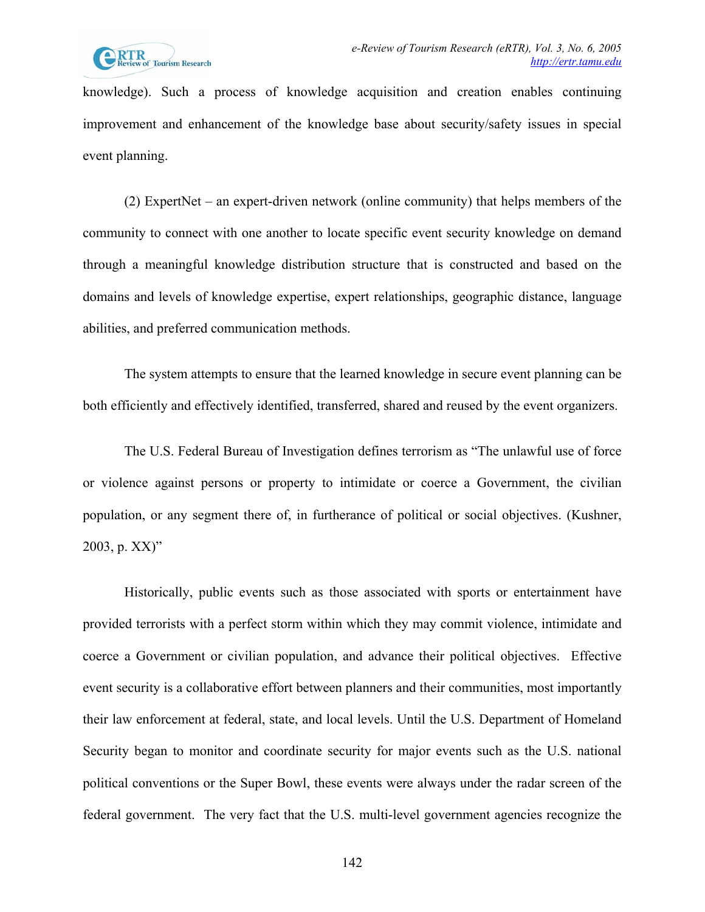knowledge). Such a process of knowledge acquisition and creation enables continuing improvement and enhancement of the knowledge base about security/safety issues in special event planning.

(2) ExpertNet – an expert-driven network (online community) that helps members of the community to connect with one another to locate specific event security knowledge on demand through a meaningful knowledge distribution structure that is constructed and based on the domains and levels of knowledge expertise, expert relationships, geographic distance, language abilities, and preferred communication methods.

The system attempts to ensure that the learned knowledge in secure event planning can be both efficiently and effectively identified, transferred, shared and reused by the event organizers.

The U.S. Federal Bureau of Investigation defines terrorism as "The unlawful use of force or violence against persons or property to intimidate or coerce a Government, the civilian population, or any segment there of, in furtherance of political or social objectives. (Kushner, 2003, p. XX)"

Historically, public events such as those associated with sports or entertainment have provided terrorists with a perfect storm within which they may commit violence, intimidate and coerce a Government or civilian population, and advance their political objectives. Effective event security is a collaborative effort between planners and their communities, most importantly their law enforcement at federal, state, and local levels. Until the U.S. Department of Homeland Security began to monitor and coordinate security for major events such as the U.S. national political conventions or the Super Bowl, these events were always under the radar screen of the federal government. The very fact that the U.S. multi-level government agencies recognize the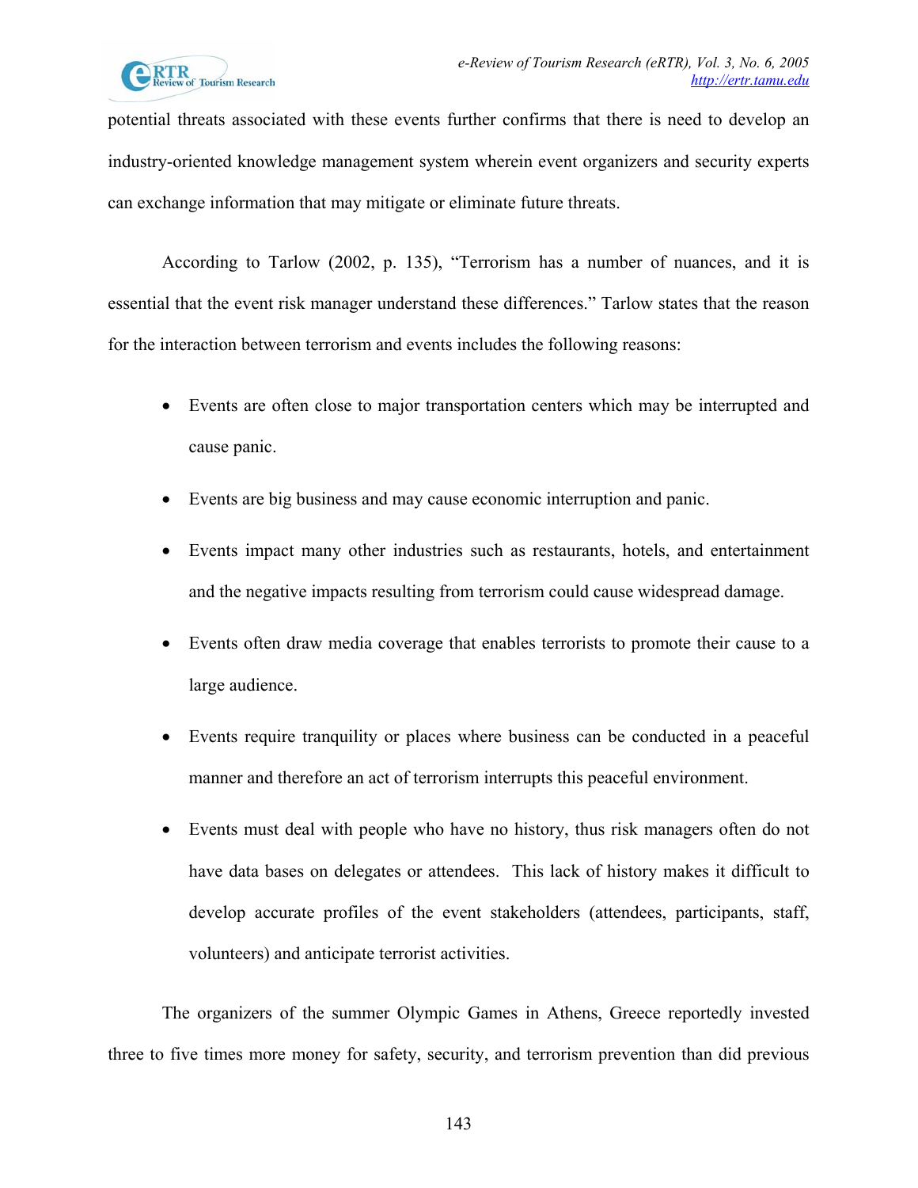potential threats associated with these events further confirms that there is need to develop an industry-oriented knowledge management system wherein event organizers and security experts can exchange information that may mitigate or eliminate future threats.

According to Tarlow (2002, p. 135), "Terrorism has a number of nuances, and it is essential that the event risk manager understand these differences." Tarlow states that the reason for the interaction between terrorism and events includes the following reasons:

- Events are often close to major transportation centers which may be interrupted and cause panic.
- Events are big business and may cause economic interruption and panic.
- Events impact many other industries such as restaurants, hotels, and entertainment and the negative impacts resulting from terrorism could cause widespread damage.
- Events often draw media coverage that enables terrorists to promote their cause to a large audience.
- Events require tranquility or places where business can be conducted in a peaceful manner and therefore an act of terrorism interrupts this peaceful environment.
- Events must deal with people who have no history, thus risk managers often do not have data bases on delegates or attendees. This lack of history makes it difficult to develop accurate profiles of the event stakeholders (attendees, participants, staff, volunteers) and anticipate terrorist activities.

The organizers of the summer Olympic Games in Athens, Greece reportedly invested three to five times more money for safety, security, and terrorism prevention than did previous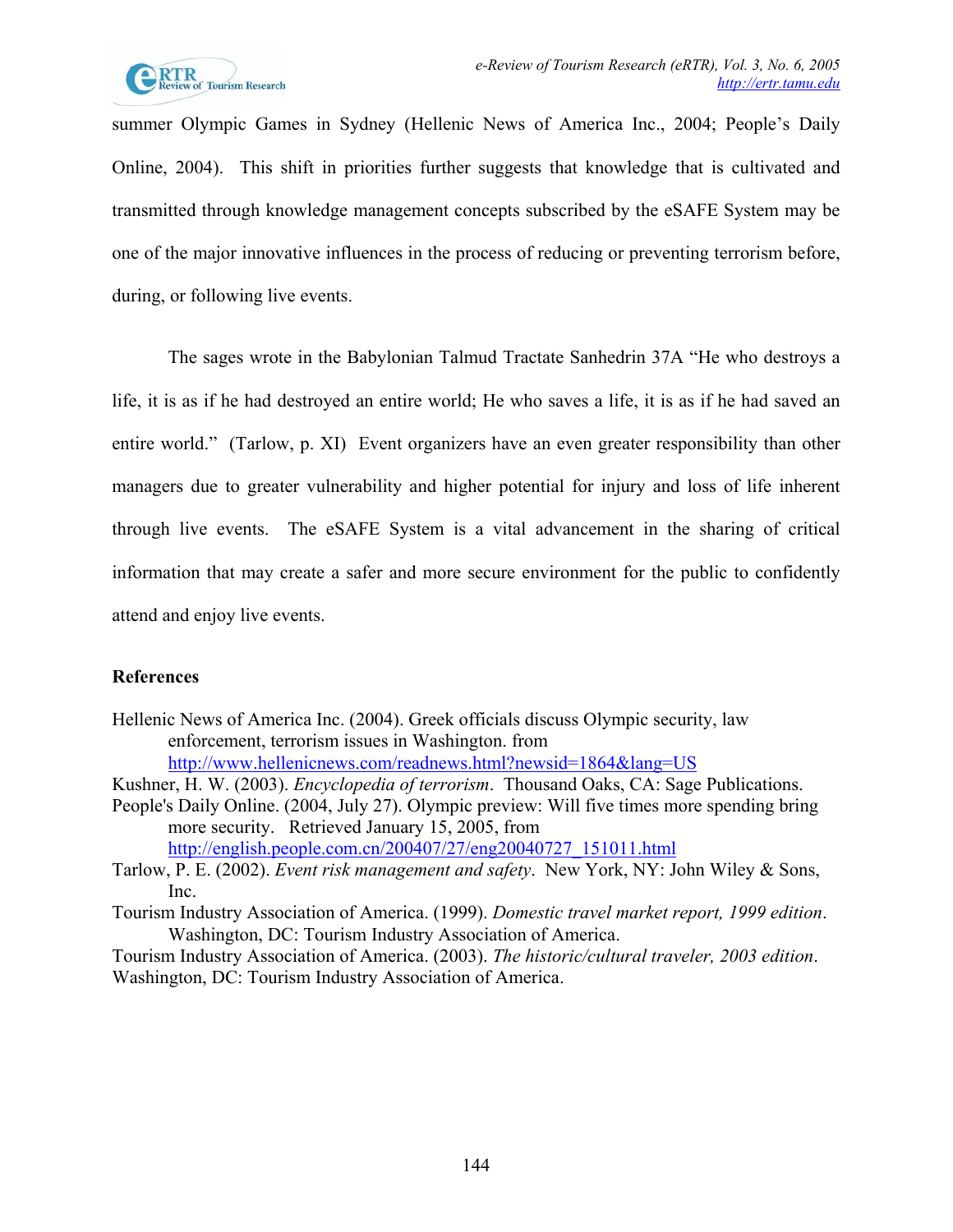summer Olympic Games in Sydney (Hellenic News of America Inc., 2004; People's Daily Online, 2004). This shift in priorities further suggests that knowledge that is cultivated and transmitted through knowledge management concepts subscribed by the eSAFE System may be one of the major innovative influences in the process of reducing or preventing terrorism before, during, or following live events.

The sages wrote in the Babylonian Talmud Tractate Sanhedrin 37A "He who destroys a life, it is as if he had destroyed an entire world; He who saves a life, it is as if he had saved an entire world." (Tarlow, p. XI) Event organizers have an even greater responsibility than other managers due to greater vulnerability and higher potential for injury and loss of life inherent through live events. The eSAFE System is a vital advancement in the sharing of critical information that may create a safer and more secure environment for the public to confidently attend and enjoy live events.

## References

Hellenic News of America Inc. (2004). Greek officials discuss Olympic security, law enforcement, terrorism issues in Washington. from http://www.hellenicnews.com/readnews.html?newsid=1864&lang=US

Kushner, H. W. (2003). *Encyclopedia of terrorism*. Thousand Oaks, CA: Sage Publications.

People's Daily Online. (2004, July 27). Olympic preview: Will five times more spending bring more security. Retrieved January 15, 2005, from http://english.people.com.cn/200407/27/eng20040727_151011.html

Tarlow, P. E. (2002). *Event risk management and safety*. New York, NY: John Wiley & Sons, Inc.

Tourism Industry Association of America. (1999). *Domestic travel market report, 1999 edition*. Washington, DC: Tourism Industry Association of America.

Tourism Industry Association of America. (2003). *The historic/cultural traveler, 2003 edition*. Washington, DC: Tourism Industry Association of America.